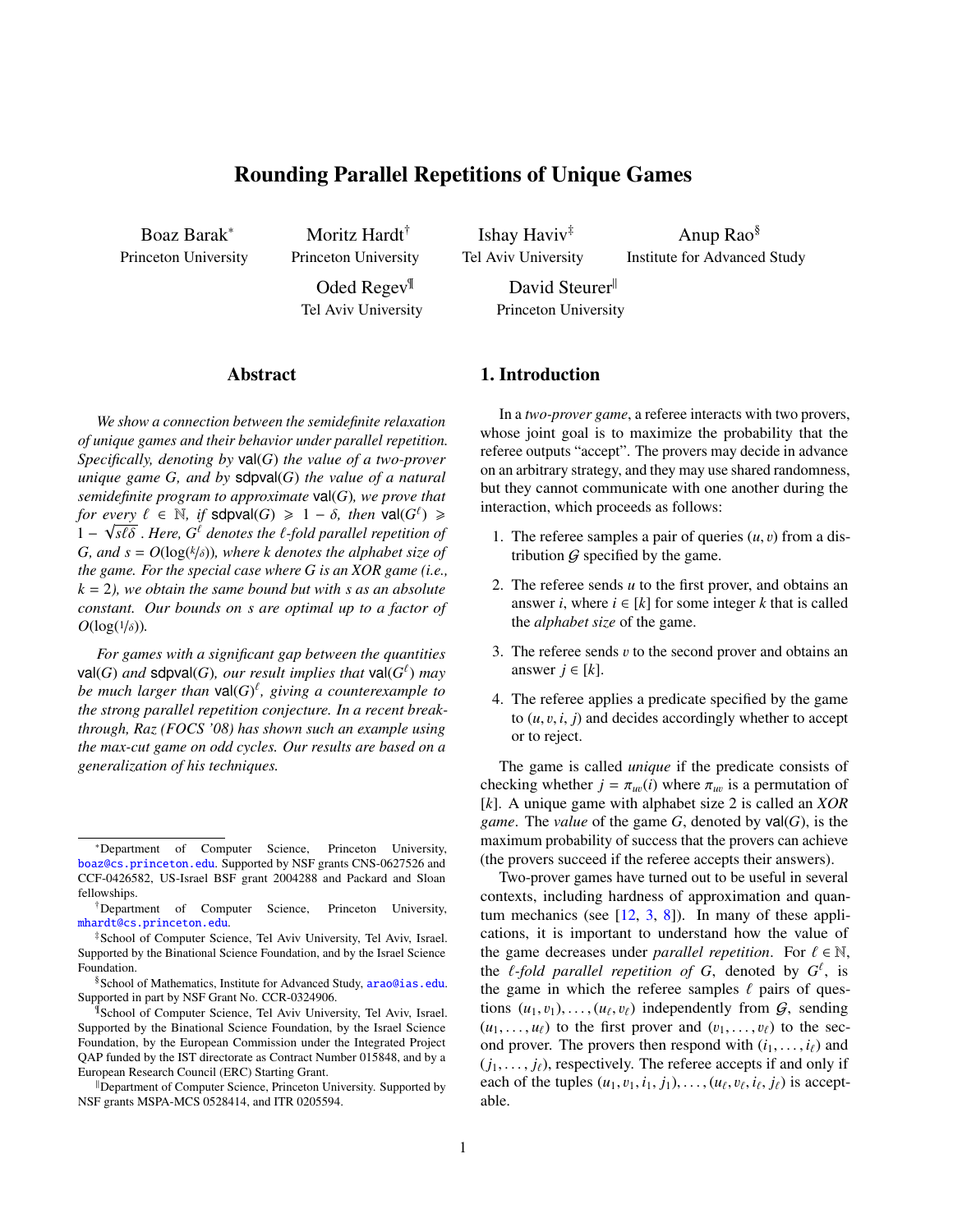# Rounding Parallel Repetitions of Unique Games

Boaz Barak* (Princeton University), Moritz Hardt† (Princeton University), Ishay Haviv‡ (Tel Aviv University), Anup Rao§ (Institute for Advanced Study), Oded Regev¶ (Tel Aviv University), David Steurer‖ (Princeton University)

## Abstract

*We show a connection between the semidefinite relaxation of unique games and their behavior under parallel repetition. Specifically, denoting by* $\mathsf{val}(G)$ *the value of a two-prover unique game* $G$*, and by* $\mathsf{sdpval}(G)$ *the value of a natural semidefinite program to approximate* $\mathsf{val}(G)$*, we prove that for every* $\ell \in \mathbb{N}$*, if* $\mathsf{sdpval}(G) \geqslant 1 - \delta$*, then* $\mathsf{val}(G^\ell) \geqslant 1 - \sqrt{s\ell\delta}$ *. Here,* $G^\ell$ *denotes the* $\ell$*-fold parallel repetition of* $G$*, and* $s = O(\log(k/\delta))$*, where* $k$ *denotes the alphabet size of the game. For the special case where* $G$ *is an XOR game (i.e.,* $k = 2$*), we obtain the same bound but with* $s$ *as an absolute constant. Our bounds on* $s$ *are optimal up to a factor of* $O(\log(1/\delta))$*.*

*For games with a significant gap between the quantities* $\mathsf{val}(G)$ *and* $\mathsf{sdpval}(G)$*, our result implies that* $\mathsf{val}(G^\ell)$ *may be much larger than* $\mathsf{val}(G)^\ell$*, giving a counterexample to the strong parallel repetition conjecture. In a recent breakthrough, Raz (FOCS '08) has shown such an example using the max-cut game on odd cycles. Our results are based on a generalization of his techniques.*

## 1. Introduction

In a *two-prover game*, a referee interacts with two provers, whose joint goal is to maximize the probability that the referee outputs "accept". The provers may decide in advance on an arbitrary strategy, and they may use shared randomness, but they cannot communicate with one another during the interaction, which proceeds as follows:

1. The referee samples a pair of queries $(u, v)$ from a distribution $\mathcal{G}$ specified by the game.
2. The referee sends $u$ to the first prover, and obtains an answer $i$, where $i \in [k]$ for some integer $k$ that is called the *alphabet size* of the game.
3. The referee sends $v$ to the second prover and obtains an answer $j \in [k]$.
4. The referee applies a predicate specified by the game to $(u, v, i, j)$ and decides accordingly whether to accept or to reject.

The game is called *unique* if the predicate consists of checking whether $j = \pi_{uv}(i)$ where $\pi_{uv}$ is a permutation of $[k]$. A unique game with alphabet size 2 is called an *XOR game*. The *value* of the game $G$, denoted by $\mathsf{val}(G)$, is the maximum probability of success that the provers can achieve (the provers succeed if the referee accepts their answers).

Two-prover games have turned out to be useful in several contexts, including hardness of approximation and quantum mechanics (see [12, 3, 8]). In many of these applications, it is important to understand how the value of the game decreases under *parallel repetition*. For $\ell \in \mathbb{N}$, the *$\ell$-fold parallel repetition of $G$*, denoted by $G^\ell$, is the game in which the referee samples $\ell$ pairs of questions $(u_1, v_1), \ldots, (u_\ell, v_\ell)$ independently from $\mathcal{G}$, sending $(u_1, \ldots, u_\ell)$ to the first prover and $(v_1, \ldots, v_\ell)$ to the second prover. The provers then respond with $(i_1, \ldots, i_\ell)$ and $(j_1, \ldots, j_\ell)$, respectively. The referee accepts if and only if each of the tuples $(u_1, v_1, i_1, j_1), \ldots, (u_\ell, v_\ell, i_\ell, j_\ell)$ is acceptable.

---

*Department of Computer Science, Princeton University, boaz@cs.princeton.edu. Supported by NSF grants CNS-0627526 and CCF-0426582, US-Israel BSF grant 2004288 and Packard and Sloan fellowships.

†Department of Computer Science, Princeton University, mhardt@cs.princeton.edu.

‡School of Computer Science, Tel Aviv University, Tel Aviv, Israel. Supported by the Binational Science Foundation, and by the Israel Science Foundation.

§School of Mathematics, Institute for Advanced Study, arao@ias.edu. Supported in part by NSF Grant No. CCR-0324906.

¶School of Computer Science, Tel Aviv University, Tel Aviv, Israel. Supported by the Binational Science Foundation, by the Israel Science Foundation, by the European Commission under the Integrated Project QAP funded by the IST directorate as Contract Number 015848, and by a European Research Council (ERC) Starting Grant.

‖Department of Computer Science, Princeton University. Supported by NSF grants MSPA-MCS 0528414, and ITR 0205594.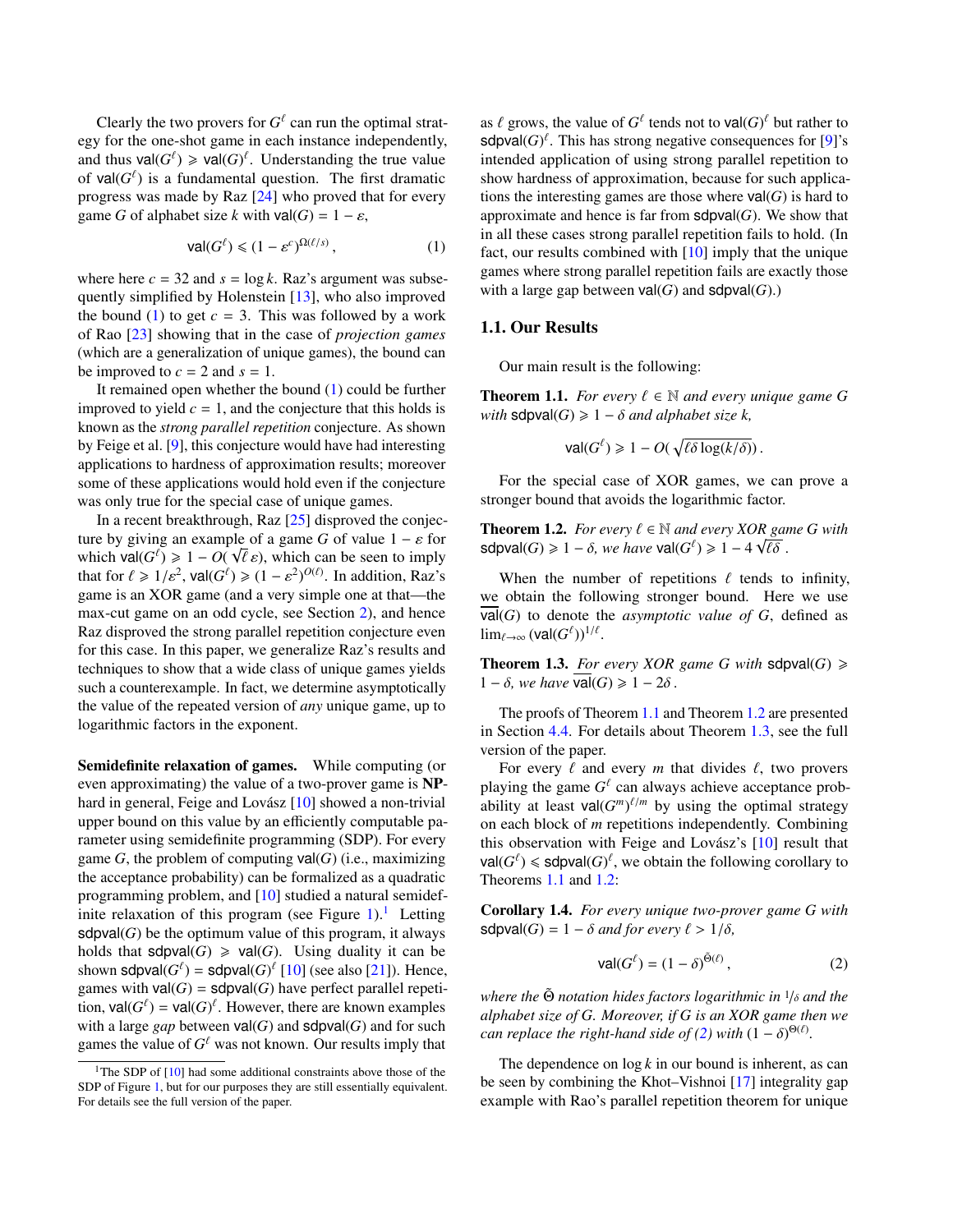Clearly the two provers for $G^\ell$ can run the optimal strategy for the one-shot game in each instance independently, and thus $\mathsf{val}(G^\ell) \geqslant \mathsf{val}(G)^\ell$. Understanding the true value of $\mathsf{val}(G^\ell)$ is a fundamental question. The first dramatic progress was made by Raz [24] who proved that for every game $G$ of alphabet size $k$ with $\mathsf{val}(G) = 1 - \varepsilon$,

$$\mathsf{val}(G^\ell) \leqslant (1 - \varepsilon^c)^{\Omega(\ell/s)}, \tag{1}$$

where here $c = 32$ and $s = \log k$. Raz's argument was subsequently simplified by Holenstein [13], who also improved the bound (1) to get $c = 3$. This was followed by a work of Rao [23] showing that in the case of *projection games* (which are a generalization of unique games), the bound can be improved to $c = 2$ and $s = 1$.

It remained open whether the bound (1) could be further improved to yield $c = 1$, and the conjecture that this holds is known as the *strong parallel repetition* conjecture. As shown by Feige et al. [9], this conjecture would have had interesting applications to hardness of approximation results; moreover some of these applications would hold even if the conjecture was only true for the special case of unique games.

In a recent breakthrough, Raz [25] disproved the conjecture by giving an example of a game $G$ of value $1 - \varepsilon$ for which $\mathsf{val}(G^\ell) \geqslant 1 - O(\sqrt{\ell}\,\varepsilon)$, which can be seen to imply that for $\ell \geqslant 1/\varepsilon^2$, $\mathsf{val}(G^\ell) \geqslant (1 - \varepsilon^2)^{O(\ell)}$. In addition, Raz's game is an XOR game (and a very simple one at that—the max-cut game on an odd cycle, see Section 2), and hence Raz disproved the strong parallel repetition conjecture even for this case. In this paper, we generalize Raz's results and techniques to show that a wide class of unique games yields such a counterexample. In fact, we determine asymptotically the value of the repeated version of *any* unique game, up to logarithmic factors in the exponent.

**Semidefinite relaxation of games.** While computing (or even approximating) the value of a two-prover game is **NP**-hard in general, Feige and Lovász [10] showed a non-trivial upper bound on this value by an efficiently computable parameter using semidefinite programming (SDP). For every game $G$, the problem of computing $\mathsf{val}(G)$ (i.e., maximizing the acceptance probability) can be formalized as a quadratic programming problem, and [10] studied a natural semidefinite relaxation of this program (see Figure 1).[1] Letting $\mathsf{sdpval}(G)$ be the optimum value of this program, it always holds that $\mathsf{sdpval}(G) \geqslant \mathsf{val}(G)$. Using duality it can be shown $\mathsf{sdpval}(G^\ell) = \mathsf{sdpval}(G)^\ell$ [10] (see also [21]). Hence, games with $\mathsf{val}(G) = \mathsf{sdpval}(G)$ have perfect parallel repetition, $\mathsf{val}(G^\ell) = \mathsf{val}(G)^\ell$. However, there are known examples with a large *gap* between $\mathsf{val}(G)$ and $\mathsf{sdpval}(G)$ and for such games the value of $G^\ell$ was not known. Our results imply that as $\ell$ grows, the value of $G^\ell$ tends not to $\mathsf{val}(G)^\ell$ but rather to $\mathsf{sdpval}(G)^\ell$. This has strong negative consequences for [9]'s intended application of using strong parallel repetition to show hardness of approximation, because for such applications the interesting games are those where $\mathsf{val}(G)$ is hard to approximate and hence is far from $\mathsf{sdpval}(G)$. We show that in all these cases strong parallel repetition fails to hold. (In fact, our results combined with [10] imply that the unique games where strong parallel repetition fails are exactly those with a large gap between $\mathsf{val}(G)$ and $\mathsf{sdpval}(G)$.)

[1] The SDP of [10] had some additional constraints above those of the SDP of Figure 1, but for our purposes they are still essentially equivalent. For details see the full version of the paper.

## 1.1. Our Results

Our main result is the following:

**Theorem 1.1.** *For every $\ell \in \mathbb{N}$ and every unique game $G$ with $\mathsf{sdpval}(G) \geqslant 1 - \delta$ and alphabet size $k$,*

$$\mathsf{val}(G^\ell) \geqslant 1 - O(\sqrt{\ell\delta\log(k/\delta)}).$$

For the special case of XOR games, we can prove a stronger bound that avoids the logarithmic factor.

**Theorem 1.2.** *For every $\ell \in \mathbb{N}$ and every XOR game $G$ with $\mathsf{sdpval}(G) \geqslant 1 - \delta$, we have $\mathsf{val}(G^\ell) \geqslant 1 - 4\sqrt{\ell\delta}$.*

When the number of repetitions $\ell$ tends to infinity, we obtain the following stronger bound. Here we use $\overline{\mathsf{val}}(G)$ to denote the *asymptotic value of $G$*, defined as $\lim_{\ell\to\infty}(\mathsf{val}(G^\ell))^{1/\ell}$.

**Theorem 1.3.** *For every XOR game $G$ with $\mathsf{sdpval}(G) \geqslant 1 - \delta$, we have $\overline{\mathsf{val}}(G) \geqslant 1 - 2\delta$.*

The proofs of Theorem 1.1 and Theorem 1.2 are presented in Section 4.4. For details about Theorem 1.3, see the full version of the paper.

For every $\ell$ and every $m$ that divides $\ell$, two provers playing the game $G^\ell$ can always achieve acceptance probability at least $\mathsf{val}(G^m)^{\ell/m}$ by using the optimal strategy on each block of $m$ repetitions independently. Combining this observation with Feige and Lovász's [10] result that $\mathsf{val}(G^\ell) \leqslant \mathsf{sdpval}(G)^\ell$, we obtain the following corollary to Theorems 1.1 and 1.2:

**Corollary 1.4.** *For every unique two-prover game $G$ with $\mathsf{sdpval}(G) = 1 - \delta$ and for every $\ell > 1/\delta$,*

$$\mathsf{val}(G^\ell) = (1 - \delta)^{\tilde{\Theta}(\ell)}, \tag{2}$$

*where the $\tilde{\Theta}$ notation hides factors logarithmic in $1/\delta$ and the alphabet size of $G$. Moreover, if $G$ is an XOR game then we can replace the right-hand side of (2) with $(1 - \delta)^{\Theta(\ell)}$.*

The dependence on $\log k$ in our bound is inherent, as can be seen by combining the Khot–Vishnoi [17] integrality gap example with Rao's parallel repetition theorem for unique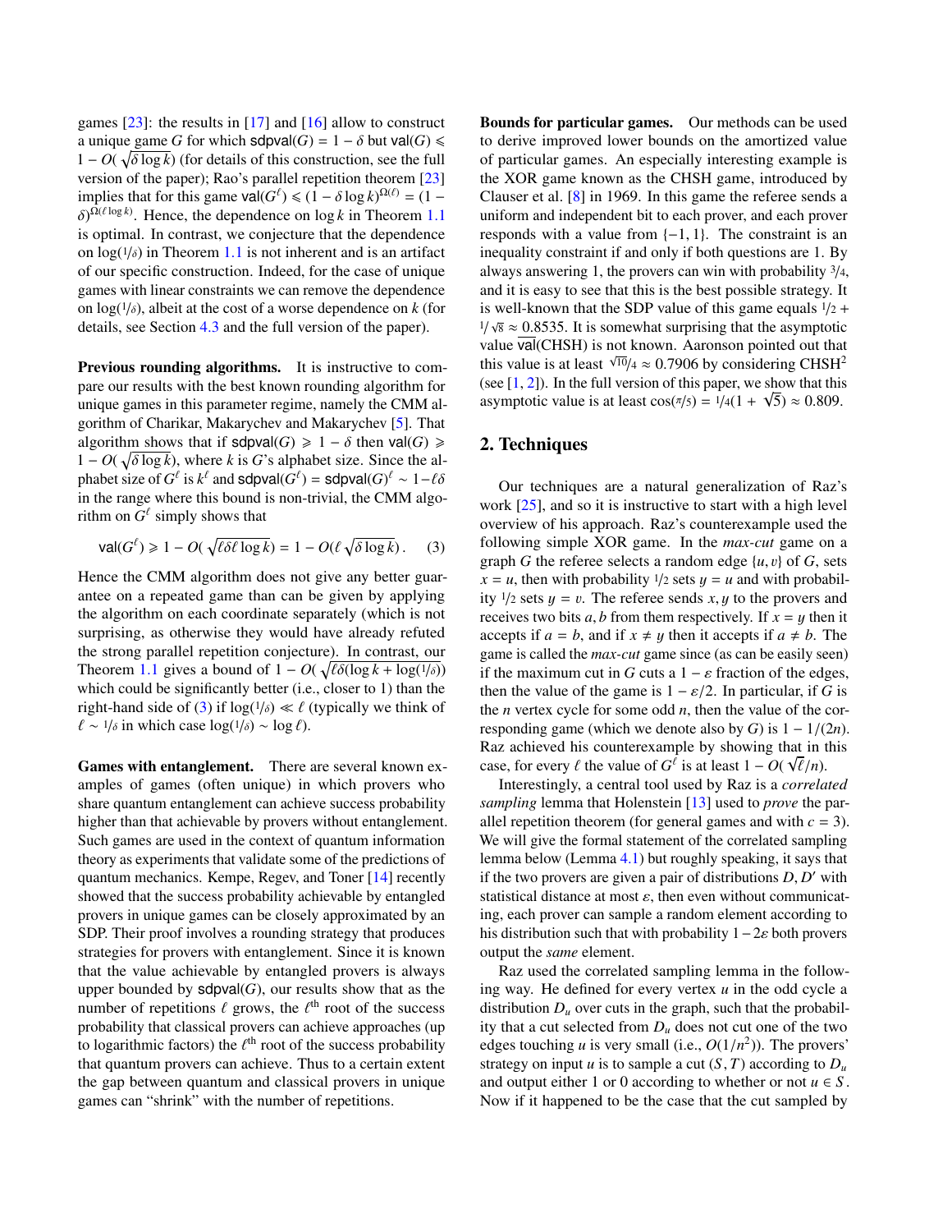games [23]: the results in [17] and [16] allow to construct a unique game $G$ for which $\mathsf{sdpval}(G) = 1 - \delta$ but $\mathsf{val}(G) \leqslant 1 - O(\sqrt{\delta \log k})$ (for details of this construction, see the full version of the paper); Rao's parallel repetition theorem [23] implies that for this game $\mathsf{val}(G^\ell) \leqslant (1 - \delta \log k)^{\Omega(\ell)} = (1 - \delta)^{\Omega(\ell \log k)}$. Hence, the dependence on $\log k$ in Theorem 1.1 is optimal. In contrast, we conjecture that the dependence on $\log(1/\delta)$ in Theorem 1.1 is not inherent and is an artifact of our specific construction. Indeed, for the case of unique games with linear constraints we can remove the dependence on $\log(1/\delta)$, albeit at the cost of a worse dependence on $k$ (for details, see Section 4.3 and the full version of the paper).

**Previous rounding algorithms.** It is instructive to compare our results with the best known rounding algorithm for unique games in this parameter regime, namely the CMM algorithm of Charikar, Makarychev and Makarychev [5]. That algorithm shows that if $\mathsf{sdpval}(G) \geqslant 1 - \delta$ then $\mathsf{val}(G) \geqslant 1 - O(\sqrt{\delta \log k})$, where $k$ is $G$'s alphabet size. Since the alphabet size of $G^\ell$ is $k^\ell$ and $\mathsf{sdpval}(G^\ell) = \mathsf{sdpval}(G)^\ell \sim 1 - \ell\delta$ in the range where this bound is non-trivial, the CMM algorithm on $G^\ell$ simply shows that

$$\mathsf{val}(G^\ell) \geqslant 1 - O(\sqrt{\ell\delta\ell \log k}) = 1 - O(\ell\sqrt{\delta \log k}). \quad (3)$$

Hence the CMM algorithm does not give any better guarantee on a repeated game than can be given by applying the algorithm on each coordinate separately (which is not surprising, as otherwise they would have already refuted the strong parallel repetition conjecture). In contrast, our Theorem 1.1 gives a bound of $1 - O(\sqrt{\ell\delta(\log k + \log(1/\delta))})$ which could be significantly better (i.e., closer to 1) than the right-hand side of (3) if $\log(1/\delta) \ll \ell$ (typically we think of $\ell \sim 1/\delta$ in which case $\log(1/\delta) \sim \log \ell$).

**Games with entanglement.** There are several known examples of games (often unique) in which provers who share quantum entanglement can achieve success probability higher than that achievable by provers without entanglement. Such games are used in the context of quantum information theory as experiments that validate some of the predictions of quantum mechanics. Kempe, Regev, and Toner [14] recently showed that the success probability achievable by entangled provers in unique games can be closely approximated by an SDP. Their proof involves a rounding strategy that produces strategies for provers with entanglement. Since it is known that the value achievable by entangled provers is always upper bounded by $\mathsf{sdpval}(G)$, our results show that as the number of repetitions $\ell$ grows, the $\ell^{\text{th}}$ root of the success probability that classical provers can achieve approaches (up to logarithmic factors) the $\ell^{\text{th}}$ root of the success probability that quantum provers can achieve. Thus to a certain extent the gap between quantum and classical provers in unique games can "shrink" with the number of repetitions.

**Bounds for particular games.** Our methods can be used to derive improved lower bounds on the amortized value of particular games. An especially interesting example is the XOR game known as the CHSH game, introduced by Clauser et al. [8] in 1969. In this game the referee sends a uniform and independent bit to each prover, and each prover responds with a value from $\{-1, 1\}$. The constraint is an inequality constraint if and only if both questions are 1. By always answering 1, the provers can win with probability $3/4$, and it is easy to see that this is the best possible strategy. It is well-known that the SDP value of this game equals $1/2 + 1/\sqrt{8} \approx 0.8535$. It is somewhat surprising that the asymptotic value $\overline{\mathsf{val}}(\text{CHSH})$ is not known. Aaronson pointed out that this value is at least $\sqrt{10}/4 \approx 0.7906$ by considering $\text{CHSH}^2$ (see [1, 2]). In the full version of this paper, we show that this asymptotic value is at least $\cos(\pi/5) = 1/4(1 + \sqrt{5}) \approx 0.809$.

## 2. Techniques

Our techniques are a natural generalization of Raz's work [25], and so it is instructive to start with a high level overview of his approach. Raz's counterexample used the following simple XOR game. In the *max-cut* game on a graph $G$ the referee selects a random edge $\{u, v\}$ of $G$, sets $x = u$, then with probability $1/2$ sets $y = u$ and with probability $1/2$ sets $y = v$. The referee sends $x, y$ to the provers and receives two bits $a, b$ from them respectively. If $x = y$ then it accepts if $a = b$, and if $x \neq y$ then it accepts if $a \neq b$. The game is called the *max-cut* game since (as can be easily seen) if the maximum cut in $G$ cuts a $1 - \varepsilon$ fraction of the edges, then the value of the game is $1 - \varepsilon/2$. In particular, if $G$ is the $n$ vertex cycle for some odd $n$, then the value of the corresponding game (which we denote also by $G$) is $1 - 1/(2n)$. Raz achieved his counterexample by showing that in this case, for every $\ell$ the value of $G^\ell$ is at least $1 - O(\sqrt{\ell}/n)$.

Interestingly, a central tool used by Raz is a *correlated sampling* lemma that Holenstein [13] used to *prove* the parallel repetition theorem (for general games and with $c = 3$). We will give the formal statement of the correlated sampling lemma below (Lemma 4.1) but roughly speaking, it says that if the two provers are given a pair of distributions $D, D'$ with statistical distance at most $\varepsilon$, then even without communicating, each prover can sample a random element according to his distribution such that with probability $1 - 2\varepsilon$ both provers output the *same* element.

Raz used the correlated sampling lemma in the following way. He defined for every vertex $u$ in the odd cycle a distribution $D_u$ over cuts in the graph, such that the probability that a cut selected from $D_u$ does not cut one of the two edges touching $u$ is very small (i.e., $O(1/n^2)$). The provers' strategy on input $u$ is to sample a cut $(S, T)$ according to $D_u$ and output either 1 or 0 according to whether or not $u \in S$. Now if it happened to be the case that the cut sampled by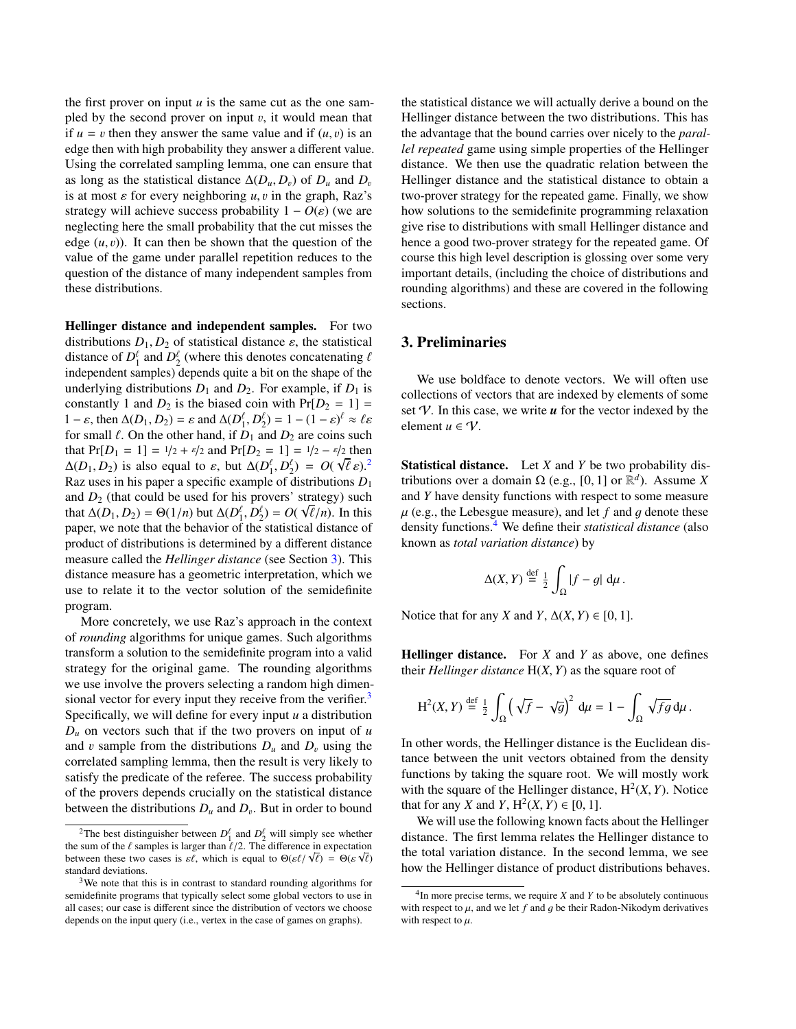the first prover on input $u$ is the same cut as the one sampled by the second prover on input $v$, it would mean that if $u = v$ then they answer the same value and if $(u, v)$ is an edge then with high probability they answer a different value. Using the correlated sampling lemma, one can ensure that as long as the statistical distance $\Delta(D_u, D_v)$ of $D_u$ and $D_v$ is at most $\varepsilon$ for every neighboring $u, v$ in the graph, Raz's strategy will achieve success probability $1 - O(\varepsilon)$ (we are neglecting here the small probability that the cut misses the edge $(u, v)$). It can then be shown that the question of the value of the game under parallel repetition reduces to the question of the distance of many independent samples from these distributions.

**Hellinger distance and independent samples.** For two distributions $D_1, D_2$ of statistical distance $\varepsilon$, the statistical distance of $D_1^\ell$ and $D_2^\ell$ (where this denotes concatenating $\ell$ independent samples) depends quite a bit on the shape of the underlying distributions $D_1$ and $D_2$. For example, if $D_1$ is constantly 1 and $D_2$ is the biased coin with $\Pr[D_2 = 1] = 1 - \varepsilon$, then $\Delta(D_1, D_2) = \varepsilon$ and $\Delta(D_1^\ell, D_2^\ell) = 1 - (1 - \varepsilon)^\ell \approx \ell\varepsilon$ for small $\ell$. On the other hand, if $D_1$ and $D_2$ are coins such that $\Pr[D_1 = 1] = 1/2 + \varepsilon/2$ and $\Pr[D_2 = 1] = 1/2 - \varepsilon/2$ then $\Delta(D_1, D_2)$ is also equal to $\varepsilon$, but $\Delta(D_1^\ell, D_2^\ell) = O(\sqrt{\ell}\,\varepsilon)$.[2] Raz uses in his paper a specific example of distributions $D_1$ and $D_2$ (that could be used for his provers' strategy) such that $\Delta(D_1, D_2) = \Theta(1/n)$ but $\Delta(D_1^\ell, D_2^\ell) = O(\sqrt{\ell}/n)$. In this paper, we note that the behavior of the statistical distance of product of distributions is determined by a different distance measure called the *Hellinger distance* (see Section 3). This distance measure has a geometric interpretation, which we use to relate it to the vector solution of the semidefinite program.

More concretely, we use Raz's approach in the context of *rounding* algorithms for unique games. Such algorithms transform a solution to the semidefinite program into a valid strategy for the original game. The rounding algorithms we use involve the provers selecting a random high dimensional vector for every input they receive from the verifier.[3] Specifically, we will define for every input $u$ a distribution $D_u$ on vectors such that if the two provers on input of $u$ and $v$ sample from the distributions $D_u$ and $D_v$ using the correlated sampling lemma, then the result is very likely to satisfy the predicate of the referee. The success probability of the provers depends crucially on the statistical distance between the distributions $D_u$ and $D_v$. But in order to bound the statistical distance we will actually derive a bound on the Hellinger distance between the two distributions. This has the advantage that the bound carries over nicely to the *parallel repeated* game using simple properties of the Hellinger distance. We then use the quadratic relation between the Hellinger distance and the statistical distance to obtain a two-prover strategy for the repeated game. Finally, we show how solutions to the semidefinite programming relaxation give rise to distributions with small Hellinger distance and hence a good two-prover strategy for the repeated game. Of course this high level description is glossing over some very important details, (including the choice of distributions and rounding algorithms) and these are covered in the following sections.

[2] The best distinguisher between $D_1^\ell$ and $D_2^\ell$ will simply see whether the sum of the $\ell$ samples is larger than $\ell/2$. The difference in expectation between these two cases is $\varepsilon\ell$, which is equal to $\Theta(\varepsilon\ell/\sqrt{\ell}) = \Theta(\varepsilon\sqrt{\ell})$ standard deviations.

[3] We note that this is in contrast to standard rounding algorithms for semidefinite programs that typically select some global vectors to use in all cases; our case is different since the distribution of vectors we choose depends on the input query (i.e., vertex in the case of games on graphs).

## 3. Preliminaries

We use boldface to denote vectors. We will often use collections of vectors that are indexed by elements of some set $\mathcal{V}$. In this case, we write $\boldsymbol{u}$ for the vector indexed by the element $u \in \mathcal{V}$.

**Statistical distance.** Let $X$ and $Y$ be two probability distributions over a domain $\Omega$ (e.g., $[0, 1]$ or $\mathbb{R}^d$). Assume $X$ and $Y$ have density functions with respect to some measure $\mu$ (e.g., the Lebesgue measure), and let $f$ and $g$ denote these density functions.[4] We define their *statistical distance* (also known as *total variation distance*) by

$$\Delta(X, Y) \stackrel{\text{def}}{=} \tfrac{1}{2} \int_\Omega |f - g| \, \mathrm{d}\mu \,.$$

Notice that for any $X$ and $Y$, $\Delta(X, Y) \in [0, 1]$.

**Hellinger distance.** For $X$ and $Y$ as above, one defines their *Hellinger distance* $\mathrm{H}(X, Y)$ as the square root of

$$\mathrm{H}^2(X, Y) \stackrel{\text{def}}{=} \tfrac{1}{2} \int_\Omega \left(\sqrt{f} - \sqrt{g}\right)^2 \mathrm{d}\mu = 1 - \int_\Omega \sqrt{fg}\, \mathrm{d}\mu \,.$$

In other words, the Hellinger distance is the Euclidean distance between the unit vectors obtained from the density functions by taking the square root. We will mostly work with the square of the Hellinger distance, $\mathrm{H}^2(X, Y)$. Notice that for any $X$ and $Y$, $\mathrm{H}^2(X, Y) \in [0, 1]$.

We will use the following known facts about the Hellinger distance. The first lemma relates the Hellinger distance to the total variation distance. In the second lemma, we see how the Hellinger distance of product distributions behaves.

[4] In more precise terms, we require $X$ and $Y$ to be absolutely continuous with respect to $\mu$, and we let $f$ and $g$ be their Radon-Nikodym derivatives with respect to $\mu$.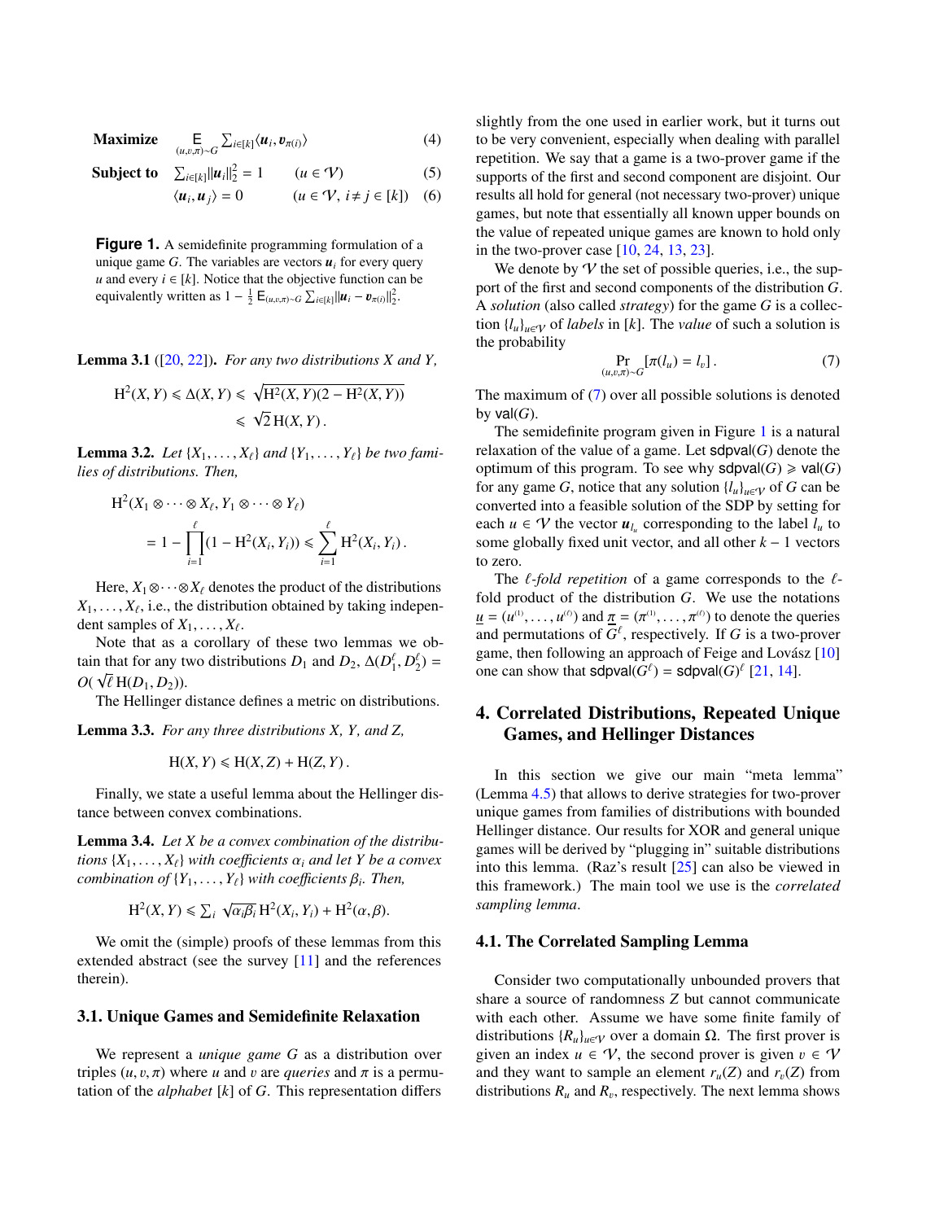$$\textbf{Maximize} \quad \mathop{\mathsf{E}}_{(u,v,\pi)\sim G} \textstyle\sum_{i\in[k]} \langle \boldsymbol{u}_i, \boldsymbol{v}_{\pi(i)} \rangle \tag{4}$$

$$\textbf{Subject to} \quad \textstyle\sum_{i\in[k]} \|\boldsymbol{u}_i\|_2^2 = 1 \qquad (u \in \mathcal{V}) \tag{5}$$

$$\langle \boldsymbol{u}_i, \boldsymbol{u}_j \rangle = 0 \qquad (u \in \mathcal{V},\ i \neq j \in [k]) \tag{6}$$

**Figure 1.** A semidefinite programming formulation of a unique game $G$. The variables are vectors $\boldsymbol{u}_i$ for every query $u$ and every $i \in [k]$. Notice that the objective function can be equivalently written as $1 - \frac{1}{2}\,\mathsf{E}_{(u,v,\pi)\sim G} \sum_{i\in[k]} \|\boldsymbol{u}_i - \boldsymbol{v}_{\pi(i)}\|_2^2$.

**Lemma 3.1** ([20, 22])**.** *For any two distributions $X$ and $Y$,*

$$\mathrm{H}^2(X,Y) \leqslant \Delta(X,Y) \leqslant \sqrt{\mathrm{H}^2(X,Y)(2-\mathrm{H}^2(X,Y))} \leqslant \sqrt{2}\,\mathrm{H}(X,Y)\,.$$

**Lemma 3.2.** *Let $\{X_1,\ldots,X_\ell\}$ and $\{Y_1,\ldots,Y_\ell\}$ be two families of distributions. Then,*

$$\mathrm{H}^2(X_1\otimes\cdots\otimes X_\ell, Y_1\otimes\cdots\otimes Y_\ell) = 1 - \prod_{i=1}^{\ell}(1-\mathrm{H}^2(X_i,Y_i)) \leqslant \sum_{i=1}^{\ell}\mathrm{H}^2(X_i,Y_i)\,.$$

Here, $X_1\otimes\cdots\otimes X_\ell$ denotes the product of the distributions $X_1,\ldots,X_\ell$, i.e., the distribution obtained by taking independent samples of $X_1,\ldots,X_\ell$.

Note that as a corollary of these two lemmas we obtain that for any two distributions $D_1$ and $D_2$, $\Delta(D_1^\ell, D_2^\ell) = O(\sqrt{\ell}\,\mathrm{H}(D_1,D_2))$.

The Hellinger distance defines a metric on distributions.

**Lemma 3.3.** *For any three distributions $X$, $Y$, and $Z$,*

$$\mathrm{H}(X,Y) \leqslant \mathrm{H}(X,Z) + \mathrm{H}(Z,Y)\,.$$

Finally, we state a useful lemma about the Hellinger distance between convex combinations.

**Lemma 3.4.** *Let $X$ be a convex combination of the distributions $\{X_1,\ldots,X_\ell\}$ with coefficients $\alpha_i$ and let $Y$ be a convex combination of $\{Y_1,\ldots,Y_\ell\}$ with coefficients $\beta_i$. Then,*

$$\mathrm{H}^2(X,Y) \leqslant \textstyle\sum_i \sqrt{\alpha_i\beta_i}\,\mathrm{H}^2(X_i,Y_i) + \mathrm{H}^2(\alpha,\beta).$$

We omit the (simple) proofs of these lemmas from this extended abstract (see the survey [11] and the references therein).

### 3.1. Unique Games and Semidefinite Relaxation

We represent a *unique game* $G$ as a distribution over triples $(u,v,\pi)$ where $u$ and $v$ are *queries* and $\pi$ is a permutation of the *alphabet* $[k]$ of $G$. This representation differs slightly from the one used in earlier work, but it turns out to be very convenient, especially when dealing with parallel repetition. We say that a game is a two-prover game if the supports of the first and second component are disjoint. Our results all hold for general (not necessary two-prover) unique games, but note that essentially all known upper bounds on the value of repeated unique games are known to hold only in the two-prover case [10, 24, 13, 23].

We denote by $\mathcal{V}$ the set of possible queries, i.e., the support of the first and second components of the distribution $G$. A *solution* (also called *strategy*) for the game $G$ is a collection $\{l_u\}_{u\in\mathcal{V}}$ of *labels* in $[k]$. The *value* of such a solution is the probability

$$\Pr_{(u,v,\pi)\sim G}[\pi(l_u) = l_v]\,. \tag{7}$$

The maximum of (7) over all possible solutions is denoted by $\mathsf{val}(G)$.

The semidefinite program given in Figure 1 is a natural relaxation of the value of a game. Let $\mathsf{sdpval}(G)$ denote the optimum of this program. To see why $\mathsf{sdpval}(G) \geqslant \mathsf{val}(G)$ for any game $G$, notice that any solution $\{l_u\}_{u\in\mathcal{V}}$ of $G$ can be converted into a feasible solution of the SDP by setting for each $u \in \mathcal{V}$ the vector $\boldsymbol{u}_{l_u}$ corresponding to the label $l_u$ to some globally fixed unit vector, and all other $k-1$ vectors to zero.

The *$\ell$-fold repetition* of a game corresponds to the $\ell$-fold product of the distribution $G$. We use the notations $\underline{u} = (u^{(1)},\ldots,u^{(\ell)})$ and $\underline{\pi} = (\pi^{(1)},\ldots,\pi^{(\ell)})$ to denote the queries and permutations of $G^\ell$, respectively. If $G$ is a two-prover game, then following an approach of Feige and Lovász [10] one can show that $\mathsf{sdpval}(G^\ell) = \mathsf{sdpval}(G)^\ell$ [21, 14].

## 4. Correlated Distributions, Repeated Unique Games, and Hellinger Distances

In this section we give our main "meta lemma" (Lemma 4.5) that allows to derive strategies for two-prover unique games from families of distributions with bounded Hellinger distance. Our results for XOR and general unique games will be derived by "plugging in" suitable distributions into this lemma. (Raz's result [25] can also be viewed in this framework.) The main tool we use is the *correlated sampling lemma*.

### 4.1. The Correlated Sampling Lemma

Consider two computationally unbounded provers that share a source of randomness $Z$ but cannot communicate with each other. Assume we have some finite family of distributions $\{R_u\}_{u\in\mathcal{V}}$ over a domain $\Omega$. The first prover is given an index $u \in \mathcal{V}$, the second prover is given $v \in \mathcal{V}$ and they want to sample an element $r_u(Z)$ and $r_v(Z)$ from distributions $R_u$ and $R_v$, respectively. The next lemma shows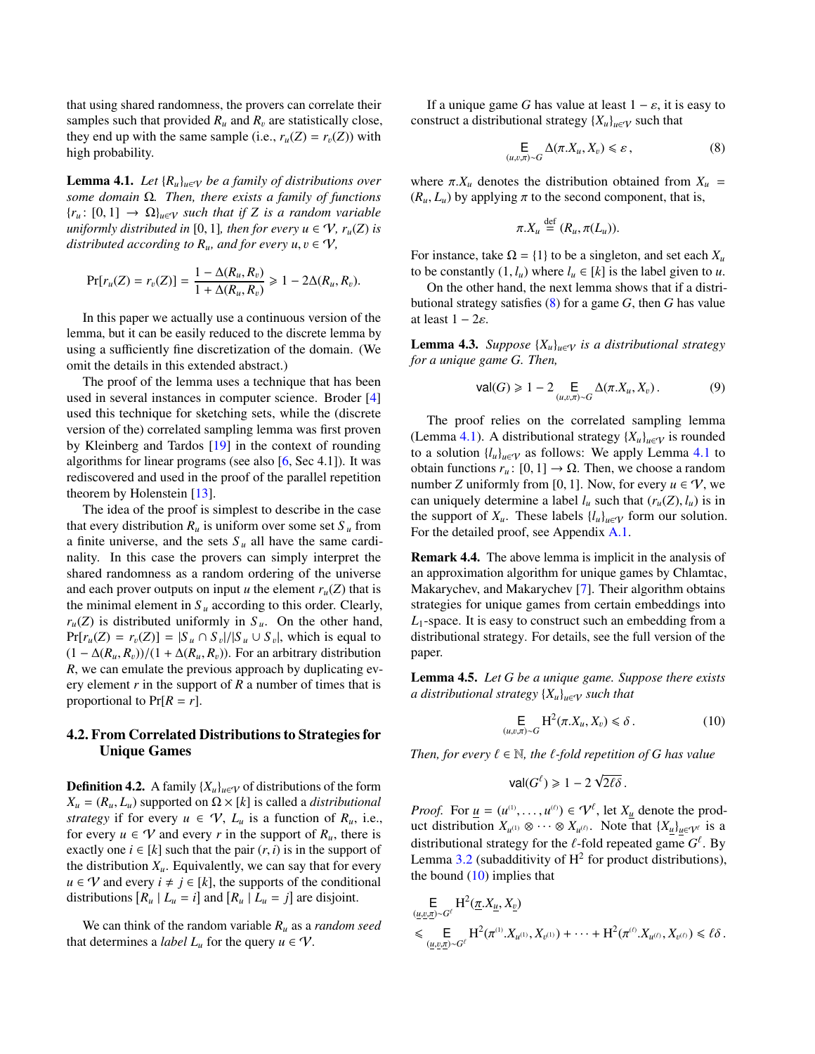that using shared randomness, the provers can correlate their samples such that provided $R_u$ and $R_v$ are statistically close, they end up with the same sample (i.e., $r_u(Z) = r_v(Z)$) with high probability.

**Lemma 4.1.** *Let $\{R_u\}_{u\in\mathcal{V}}$ be a family of distributions over some domain $\Omega$. Then, there exists a family of functions $\{r_u : [0,1] \to \Omega\}_{u\in\mathcal{V}}$ such that if $Z$ is a random variable uniformly distributed in $[0,1]$, then for every $u \in \mathcal{V}$, $r_u(Z)$ is distributed according to $R_u$, and for every $u, v \in \mathcal{V}$,*

$$\Pr[r_u(Z) = r_v(Z)] = \frac{1 - \Delta(R_u, R_v)}{1 + \Delta(R_u, R_v)} \geqslant 1 - 2\Delta(R_u, R_v).$$

In this paper we actually use a continuous version of the lemma, but it can be easily reduced to the discrete lemma by using a sufficiently fine discretization of the domain. (We omit the details in this extended abstract.)

The proof of the lemma uses a technique that has been used in several instances in computer science. Broder [4] used this technique for sketching sets, while the (discrete version of the) correlated sampling lemma was first proven by Kleinberg and Tardos [19] in the context of rounding algorithms for linear programs (see also [6, Sec 4.1]). It was rediscovered and used in the proof of the parallel repetition theorem by Holenstein [13].

The idea of the proof is simplest to describe in the case that every distribution $R_u$ is uniform over some set $S_u$ from a finite universe, and the sets $S_u$ all have the same cardinality. In this case the provers can simply interpret the shared randomness as a random ordering of the universe and each prover outputs on input $u$ the element $r_u(Z)$ that is the minimal element in $S_u$ according to this order. Clearly, $r_u(Z)$ is distributed uniformly in $S_u$. On the other hand, $\Pr[r_u(Z) = r_v(Z)] = |S_u \cap S_v|/|S_u \cup S_v|$, which is equal to $(1 - \Delta(R_u, R_v))/(1 + \Delta(R_u, R_v))$. For an arbitrary distribution $R$, we can emulate the previous approach by duplicating every element $r$ in the support of $R$ a number of times that is proportional to $\Pr[R = r]$.

## 4.2. From Correlated Distributions to Strategies for Unique Games

**Definition 4.2.** A family $\{X_u\}_{u\in\mathcal{V}}$ of distributions of the form $X_u = (R_u, L_u)$ supported on $\Omega \times [k]$ is called a *distributional strategy* if for every $u \in \mathcal{V}$, $L_u$ is a function of $R_u$, i.e., for every $u \in \mathcal{V}$ and every $r$ in the support of $R_u$, there is exactly one $i \in [k]$ such that the pair $(r, i)$ is in the support of the distribution $X_u$. Equivalently, we can say that for every $u \in \mathcal{V}$ and every $i \neq j \in [k]$, the supports of the conditional distributions $[R_u \mid L_u = i]$ and $[R_u \mid L_u = j]$ are disjoint.

We can think of the random variable $R_u$ as a *random seed* that determines a *label* $L_u$ for the query $u \in \mathcal{V}$.

If a unique game $G$ has value at least $1 - \varepsilon$, it is easy to construct a distributional strategy $\{X_u\}_{u\in\mathcal{V}}$ such that

$$\mathop{\mathsf{E}}_{(u,v,\pi)\sim G} \Delta(\pi.X_u, X_v) \leqslant \varepsilon\,, \tag{8}$$

where $\pi.X_u$ denotes the distribution obtained from $X_u = (R_u, L_u)$ by applying $\pi$ to the second component, that is,

$$\pi.X_u \stackrel{\text{def}}{=} (R_u, \pi(L_u)).$$

For instance, take $\Omega = \{1\}$ to be a singleton, and set each $X_u$ to be constantly $(1, l_u)$ where $l_u \in [k]$ is the label given to $u$.

On the other hand, the next lemma shows that if a distributional strategy satisfies (8) for a game $G$, then $G$ has value at least $1 - 2\varepsilon$.

**Lemma 4.3.** *Suppose $\{X_u\}_{u\in\mathcal{V}}$ is a distributional strategy for a unique game $G$. Then,*

$$\mathsf{val}(G) \geqslant 1 - 2 \mathop{\mathsf{E}}_{(u,v,\pi)\sim G} \Delta(\pi.X_u, X_v)\,. \tag{9}$$

The proof relies on the correlated sampling lemma (Lemma 4.1). A distributional strategy $\{X_u\}_{u\in\mathcal{V}}$ is rounded to a solution $\{l_u\}_{u\in\mathcal{V}}$ as follows: We apply Lemma 4.1 to obtain functions $r_u : [0,1] \to \Omega$. Then, we choose a random number $Z$ uniformly from $[0,1]$. Now, for every $u \in \mathcal{V}$, we can uniquely determine a label $l_u$ such that $(r_u(Z), l_u)$ is in the support of $X_u$. These labels $\{l_u\}_{u\in\mathcal{V}}$ form our solution. For the detailed proof, see Appendix A.1.

**Remark 4.4.** The above lemma is implicit in the analysis of an approximation algorithm for unique games by Chlamtac, Makarychev, and Makarychev [7]. Their algorithm obtains strategies for unique games from certain embeddings into $L_1$-space. It is easy to construct such an embedding from a distributional strategy. For details, see the full version of the paper.

**Lemma 4.5.** *Let $G$ be a unique game. Suppose there exists a distributional strategy $\{X_u\}_{u\in\mathcal{V}}$ such that*

$$\mathop{\mathsf{E}}_{(u,v,\pi)\sim G} \mathrm{H}^2(\pi.X_u, X_v) \leqslant \delta\,. \tag{10}$$

*Then, for every $\ell \in \mathbb{N}$, the $\ell$-fold repetition of $G$ has value*

$$\mathsf{val}(G^\ell) \geqslant 1 - 2\sqrt{2\ell\delta}\,.$$

*Proof.* For $\underline{u} = (u^{(1)}, \ldots, u^{(\ell)}) \in \mathcal{V}^\ell$, let $X_{\underline{u}}$ denote the product distribution $X_{u^{(1)}} \otimes \cdots \otimes X_{u^{(\ell)}}$. Note that $\{X_{\underline{u}}\}_{\underline{u}\in\mathcal{V}^\ell}$ is a distributional strategy for the $\ell$-fold repeated game $G^\ell$. By Lemma 3.2 (subadditivity of $\mathrm{H}^2$ for product distributions), the bound (10) implies that

$$\begin{aligned}
&\mathop{\mathsf{E}}_{(\underline{u},\underline{v},\underline{\pi})\sim G^\ell} \mathrm{H}^2(\underline{\pi}.X_{\underline{u}}, X_{\underline{v}}) \\
&\leqslant \mathop{\mathsf{E}}_{(\underline{u},\underline{v},\underline{\pi})\sim G^\ell} \mathrm{H}^2(\pi^{(1)}.X_{u^{(1)}}, X_{v^{(1)}}) + \cdots + \mathrm{H}^2(\pi^{(\ell)}.X_{u^{(\ell)}}, X_{v^{(\ell)}}) \leqslant \ell\delta\,.
\end{aligned}$$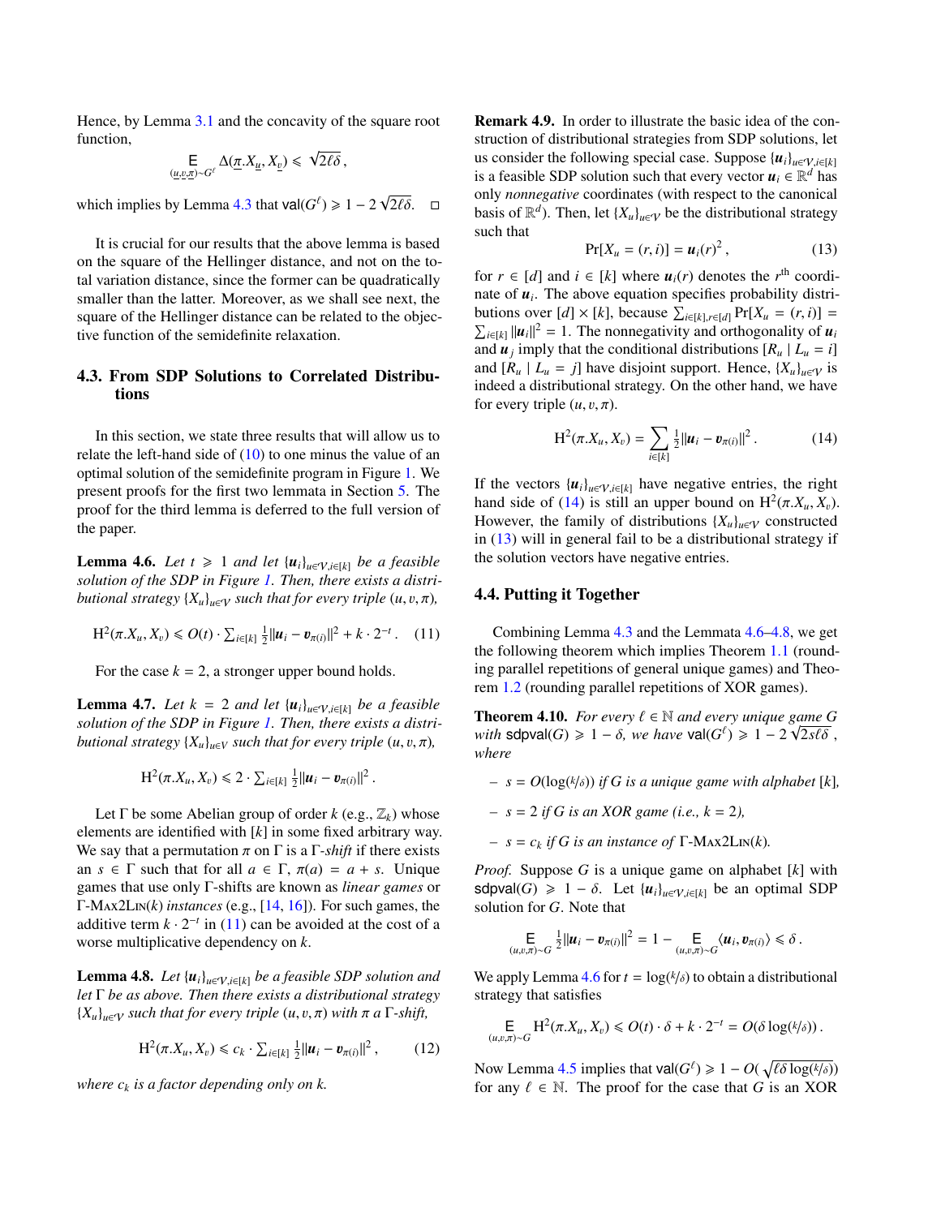Hence, by Lemma 3.1 and the concavity of the square root function,

$$\mathop{\mathsf{E}}_{(\underline{u},\underline{v},\underline{\pi})\sim G^\ell} \Delta(\underline{\pi}.X_{\underline{u}}, X_{\underline{v}}) \leqslant \sqrt{2\ell\delta}\,,$$

which implies by Lemma 4.3 that $\mathsf{val}(G^\ell) \geqslant 1 - 2\sqrt{2\ell\delta}$. □

It is crucial for our results that the above lemma is based on the square of the Hellinger distance, and not on the total variation distance, since the former can be quadratically smaller than the latter. Moreover, as we shall see next, the square of the Hellinger distance can be related to the objective function of the semidefinite relaxation.

### 4.3. From SDP Solutions to Correlated Distributions

In this section, we state three results that will allow us to relate the left-hand side of (10) to one minus the value of an optimal solution of the semidefinite program in Figure 1. We present proofs for the first two lemmata in Section 5. The proof for the third lemma is deferred to the full version of the paper.

**Lemma 4.6.** *Let $t \geqslant 1$ and let $\{\boldsymbol{u}_i\}_{u\in\mathcal{V},i\in[k]}$ be a feasible solution of the SDP in Figure 1. Then, there exists a distributional strategy $\{X_u\}_{u\in\mathcal{V}}$ such that for every triple $(u, v, \pi)$,*

$$\mathrm{H}^2(\pi.X_u, X_v) \leqslant O(t) \cdot \textstyle\sum_{i\in[k]} \frac{1}{2}\|\boldsymbol{u}_i - \boldsymbol{v}_{\pi(i)}\|^2 + k \cdot 2^{-t}\,. \quad (11)$$

For the case $k = 2$, a stronger upper bound holds.

**Lemma 4.7.** *Let $k = 2$ and let $\{\boldsymbol{u}_i\}_{u\in\mathcal{V},i\in[k]}$ be a feasible solution of the SDP in Figure 1. Then, there exists a distributional strategy $\{X_u\}_{u\in\mathcal{V}}$ such that for every triple $(u, v, \pi)$,*

$$\mathrm{H}^2(\pi.X_u, X_v) \leqslant 2 \cdot \textstyle\sum_{i\in[k]} \frac{1}{2}\|\boldsymbol{u}_i - \boldsymbol{v}_{\pi(i)}\|^2\,.$$

Let $\Gamma$ be some Abelian group of order $k$ (e.g., $\mathbb{Z}_k$) whose elements are identified with $[k]$ in some fixed arbitrary way. We say that a permutation $\pi$ on $\Gamma$ is a $\Gamma$-*shift* if there exists an $s \in \Gamma$ such that for all $a \in \Gamma$, $\pi(a) = a + s$. Unique games that use only $\Gamma$-shifts are known as *linear games* or $\Gamma$-Max2Lin($k$) *instances* (e.g., [14, 16]). For such games, the additive term $k \cdot 2^{-t}$ in (11) can be avoided at the cost of a worse multiplicative dependency on $k$.

**Lemma 4.8.** *Let $\{\boldsymbol{u}_i\}_{u\in\mathcal{V},i\in[k]}$ be a feasible SDP solution and let $\Gamma$ be as above. Then there exists a distributional strategy $\{X_u\}_{u\in\mathcal{V}}$ such that for every triple $(u, v, \pi)$ with $\pi$ a $\Gamma$-shift,*

$$\mathrm{H}^2(\pi.X_u, X_v) \leqslant c_k \cdot \textstyle\sum_{i\in[k]} \frac{1}{2}\|\boldsymbol{u}_i - \boldsymbol{v}_{\pi(i)}\|^2\,, \quad (12)$$

*where $c_k$ is a factor depending only on $k$.*

**Remark 4.9.** In order to illustrate the basic idea of the construction of distributional strategies from SDP solutions, let us consider the following special case. Suppose $\{\boldsymbol{u}_i\}_{u\in\mathcal{V},i\in[k]}$ is a feasible SDP solution such that every vector $\boldsymbol{u}_i \in \mathbb{R}^d$ has only *nonnegative* coordinates (with respect to the canonical basis of $\mathbb{R}^d$). Then, let $\{X_u\}_{u\in\mathcal{V}}$ be the distributional strategy such that

$$\Pr[X_u = (r, i)] = \boldsymbol{u}_i(r)^2\,, \quad (13)$$

for $r \in [d]$ and $i \in [k]$ where $\boldsymbol{u}_i(r)$ denotes the $r^{\text{th}}$ coordinate of $\boldsymbol{u}_i$. The above equation specifies probability distributions over $[d] \times [k]$, because $\sum_{i\in[k],r\in[d]} \Pr[X_u = (r, i)] = \sum_{i\in[k]} \|\boldsymbol{u}_i\|^2 = 1$. The nonnegativity and orthogonality of $\boldsymbol{u}_i$ and $\boldsymbol{u}_j$ imply that the conditional distributions $[R_u \mid L_u = i]$ and $[R_u \mid L_u = j]$ have disjoint support. Hence, $\{X_u\}_{u\in\mathcal{V}}$ is indeed a distributional strategy. On the other hand, we have for every triple $(u, v, \pi)$.

$$\mathrm{H}^2(\pi.X_u, X_v) = \sum_{i\in[k]} \tfrac{1}{2}\|\boldsymbol{u}_i - \boldsymbol{v}_{\pi(i)}\|^2\,. \quad (14)$$

If the vectors $\{\boldsymbol{u}_i\}_{u\in\mathcal{V},i\in[k]}$ have negative entries, the right hand side of (14) is still an upper bound on $\mathrm{H}^2(\pi.X_u, X_v)$. However, the family of distributions $\{X_u\}_{u\in\mathcal{V}}$ constructed in (13) will in general fail to be a distributional strategy if the solution vectors have negative entries.

### 4.4. Putting it Together

Combining Lemma 4.3 and the Lemmata 4.6–4.8, we get the following theorem which implies Theorem 1.1 (rounding parallel repetitions of general unique games) and Theorem 1.2 (rounding parallel repetitions of XOR games).

**Theorem 4.10.** *For every $\ell \in \mathbb{N}$ and every unique game $G$ with $\mathsf{sdpval}(G) \geqslant 1 - \delta$, we have $\mathsf{val}(G^\ell) \geqslant 1 - 2\sqrt{2s\ell\delta}$, where*

- *$s = O(\log(k/\delta))$ if $G$ is a unique game with alphabet $[k]$,*
- *$s = 2$ if $G$ is an XOR game (i.e., $k = 2$),*
- *$s = c_k$ if $G$ is an instance of $\Gamma$-Max2Lin($k$).*

*Proof.* Suppose $G$ is a unique game on alphabet $[k]$ with $\mathsf{sdpval}(G) \geqslant 1 - \delta$. Let $\{\boldsymbol{u}_i\}_{u\in\mathcal{V},i\in[k]}$ be an optimal SDP solution for $G$. Note that

$$\mathop{\mathsf{E}}_{(u,v,\pi)\sim G} \tfrac{1}{2}\|\boldsymbol{u}_i - \boldsymbol{v}_{\pi(i)}\|^2 = 1 - \mathop{\mathsf{E}}_{(u,v,\pi)\sim G} \langle \boldsymbol{u}_i, \boldsymbol{v}_{\pi(i)}\rangle \leqslant \delta\,.$$

We apply Lemma 4.6 for $t = \log(k/\delta)$ to obtain a distributional strategy that satisfies

$$\mathop{\mathsf{E}}_{(u,v,\pi)\sim G} \mathrm{H}^2(\pi.X_u, X_v) \leqslant O(t) \cdot \delta + k \cdot 2^{-t} = O(\delta \log(k/\delta))\,.$$

Now Lemma 4.5 implies that $\mathsf{val}(G^\ell) \geqslant 1 - O(\sqrt{\ell\delta\log(k/\delta)})$ for any $\ell \in \mathbb{N}$. The proof for the case that $G$ is an XOR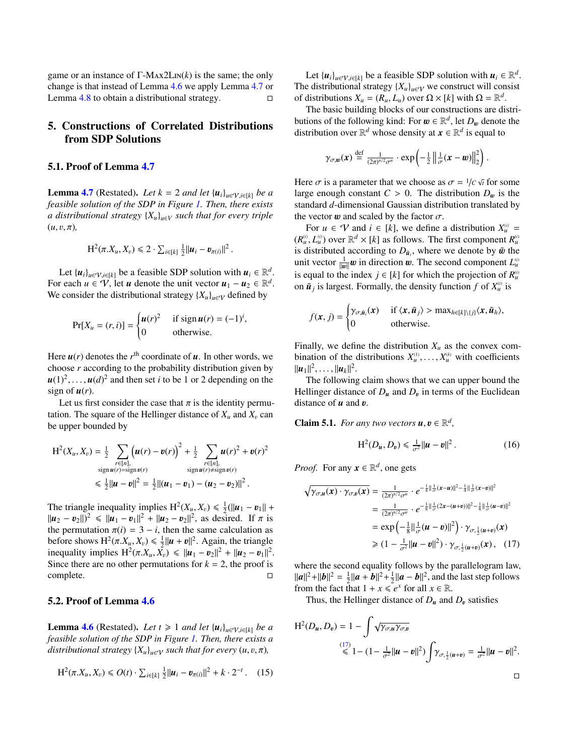game or an instance of Γ-Max2Lin($k$) is the same; the only change is that instead of Lemma 4.6 we apply Lemma 4.7 or Lemma 4.8 to obtain a distributional strategy. □

## 5. Constructions of Correlated Distributions from SDP Solutions

### 5.1. Proof of Lemma 4.7

**Lemma 4.7** (Restated). *Let $k = 2$ and let $\{\boldsymbol{u}_i\}_{u\in\mathcal{V},i\in[k]}$ be a feasible solution of the SDP in Figure 1. Then, there exists a distributional strategy $\{X_u\}_{u\in\mathcal{V}}$ such that for every triple $(u, v, \pi)$,*

$$\mathrm{H}^2(\pi.X_u, X_v) \leqslant 2 \cdot \sum_{i\in[k]} \tfrac{1}{2}\|\boldsymbol{u}_i - \boldsymbol{v}_{\pi(i)}\|^2 .$$

Let $\{\boldsymbol{u}_i\}_{u\in\mathcal{V},i\in[k]}$ be a feasible SDP solution with $\boldsymbol{u}_i \in \mathbb{R}^d$. For each $u \in \mathcal{V}$, let $\boldsymbol{u}$ denote the unit vector $\boldsymbol{u}_1 - \boldsymbol{u}_2 \in \mathbb{R}^d$. We consider the distributional strategy $\{X_u\}_{u\in\mathcal{V}}$ defined by

$$\Pr[X_u = (r, i)] = \begin{cases} \boldsymbol{u}(r)^2 & \text{if } \operatorname{sign} \boldsymbol{u}(r) = (-1)^i, \\ 0 & \text{otherwise.} \end{cases}$$

Here $\boldsymbol{u}(r)$ denotes the $r^{\text{th}}$ coordinate of $\boldsymbol{u}$. In other words, we choose $r$ according to the probability distribution given by $\boldsymbol{u}(1)^2, \ldots, \boldsymbol{u}(d)^2$ and then set $i$ to be 1 or 2 depending on the sign of $\boldsymbol{u}(r)$.

Let us first consider the case that $\pi$ is the identity permutation. The square of the Hellinger distance of $X_u$ and $X_v$ can be upper bounded by

$$\begin{aligned} \mathrm{H}^2(X_u, X_v) &= \tfrac{1}{2} \sum_{\substack{r\in[n],\\ \operatorname{sign}\boldsymbol{u}(r)=\operatorname{sign}\boldsymbol{v}(r)}} \left(\boldsymbol{u}(r) - \boldsymbol{v}(r)\right)^2 + \tfrac{1}{2} \sum_{\substack{r\in[n],\\ \operatorname{sign}\boldsymbol{u}(r)\neq\operatorname{sign}\boldsymbol{v}(r)}} \boldsymbol{u}(r)^2 + \boldsymbol{v}(r)^2 \\ &\leqslant \tfrac{1}{2}\|\boldsymbol{u} - \boldsymbol{v}\|^2 = \tfrac{1}{2}\|(\boldsymbol{u}_1 - \boldsymbol{v}_1) - (\boldsymbol{u}_2 - \boldsymbol{v}_2)\|^2 . \end{aligned}$$

The triangle inequality implies $\mathrm{H}^2(X_u, X_v) \leqslant \frac{1}{2}(\|\boldsymbol{u}_1 - \boldsymbol{v}_1\| + \|\boldsymbol{u}_2 - \boldsymbol{v}_2\|)^2 \leqslant \|\boldsymbol{u}_1 - \boldsymbol{v}_1\|^2 + \|\boldsymbol{u}_2 - \boldsymbol{v}_2\|^2$, as desired. If $\pi$ is the permutation $\pi(i) = 3 - i$, then the same calculation as before shows $\mathrm{H}^2(\pi.X_u, X_v) \leqslant \frac{1}{2}\|\boldsymbol{u} + \boldsymbol{v}\|^2$. Again, the triangle inequality implies $\mathrm{H}^2(\pi.X_u, X_v) \leqslant \|\boldsymbol{u}_1 - \boldsymbol{v}_2\|^2 + \|\boldsymbol{u}_2 - \boldsymbol{v}_1\|^2$. Since there are no other permutations for $k = 2$, the proof is complete. □

### 5.2. Proof of Lemma 4.6

**Lemma 4.6** (Restated). *Let $t \geqslant 1$ and let $\{\boldsymbol{u}_i\}_{u\in\mathcal{V},i\in[k]}$ be a feasible solution of the SDP in Figure 1. Then, there exists a distributional strategy $\{X_u\}_{u\in\mathcal{V}}$ such that for every $(u, v, \pi)$,*

$$\mathrm{H}^2(\pi.X_u, X_v) \leqslant O(t) \cdot \sum_{i\in[k]} \tfrac{1}{2}\|\boldsymbol{u}_i - \boldsymbol{v}_{\pi(i)}\|^2 + k \cdot 2^{-t} . \quad (15)$$

Let $\{\boldsymbol{u}_i\}_{u\in\mathcal{V},i\in[k]}$ be a feasible SDP solution with $\boldsymbol{u}_i \in \mathbb{R}^d$. The distributional strategy $\{X_u\}_{u\in\mathcal{V}}$ we construct will consist of distributions $X_u = (R_u, L_u)$ over $\Omega \times [k]$ with $\Omega = \mathbb{R}^d$.

The basic building blocks of our constructions are distributions of the following kind: For $\boldsymbol{w} \in \mathbb{R}^d$, let $D_{\boldsymbol{w}}$ denote the distribution over $\mathbb{R}^d$ whose density at $\boldsymbol{x} \in \mathbb{R}^d$ is equal to

$$\gamma_{\sigma,\boldsymbol{w}}(\boldsymbol{x}) \stackrel{\text{def}}{=} \tfrac{1}{(2\pi)^{n/2}\sigma^n} \cdot \exp\left(-\tfrac{1}{2}\left\|\tfrac{1}{\sigma}(\boldsymbol{x} - \boldsymbol{w})\right\|_2^2\right) .$$

Here $\sigma$ is a parameter that we choose as $\sigma = 1/C\sqrt{t}$ for some large enough constant $C > 0$. The distribution $D_{\boldsymbol{w}}$ is the standard $d$-dimensional Gaussian distribution translated by the vector $\boldsymbol{w}$ and scaled by the factor $\sigma$.

For $u \in \mathcal{V}$ and $i \in [k]$, we define a distribution $X_u^{(i)} = (R_u^{(i)}, L_u^{(i)})$ over $\mathbb{R}^d \times [k]$ as follows. The first component $R_u^{(i)}$ is distributed according to $D_{\tilde{\boldsymbol{u}}_i}$, where we denote by $\tilde{\boldsymbol{w}}$ the unit vector $\frac{1}{\|\boldsymbol{w}\|}\boldsymbol{w}$ in direction $\boldsymbol{w}$. The second component $L_u^{(i)}$ is equal to the index $j \in [k]$ for which the projection of $R_u^{(i)}$ on $\tilde{\boldsymbol{u}}_j$ is largest. Formally, the density function $f$ of $X_u^{(i)}$ is

$$f(\boldsymbol{x}, j) = \begin{cases} \gamma_{\sigma,\tilde{\boldsymbol{u}}_i}(\boldsymbol{x}) & \text{if } \langle \boldsymbol{x}, \tilde{\boldsymbol{u}}_j\rangle > \max_{h\in[k]\setminus\{j\}} \langle \boldsymbol{x}, \tilde{\boldsymbol{u}}_h\rangle, \\ 0 & \text{otherwise.} \end{cases}$$

Finally, we define the distribution $X_u$ as the convex combination of the distributions $X_u^{(1)}, \ldots, X_u^{(k)}$ with coefficients $\|\boldsymbol{u}_1\|^2, \ldots, \|\boldsymbol{u}_k\|^2$.

The following claim shows that we can upper bound the Hellinger distance of $D_{\boldsymbol{u}}$ and $D_{\boldsymbol{v}}$ in terms of the Euclidean distance of $\boldsymbol{u}$ and $\boldsymbol{v}$.

**Claim 5.1.** *For any two vectors $\boldsymbol{u}, \boldsymbol{v} \in \mathbb{R}^d$,*

$$\mathrm{H}^2(D_{\boldsymbol{u}}, D_{\boldsymbol{v}}) \leqslant \tfrac{1}{\sigma^2}\|\boldsymbol{u} - \boldsymbol{v}\|^2 . \quad (16)$$

*Proof.* For any $\boldsymbol{x} \in \mathbb{R}^d$, one gets

$$\begin{aligned} \sqrt{\gamma_{\sigma,\boldsymbol{u}}(\boldsymbol{x}) \cdot \gamma_{\sigma,\boldsymbol{v}}(\boldsymbol{x})} &= \tfrac{1}{(2\pi)^{n/2}\sigma^n} \cdot e^{-\frac{1}{4}\|\frac{1}{\sigma}(\boldsymbol{x}-\boldsymbol{u})\|^2 - \frac{1}{4}\|\frac{1}{\sigma}(\boldsymbol{x}-\boldsymbol{v})\|^2} \\ &= \tfrac{1}{(2\pi)^{n/2}\sigma^n} \cdot e^{-\frac{1}{8}\|\frac{1}{\sigma}(2\boldsymbol{x}-(\boldsymbol{u}+\boldsymbol{v}))\|^2 - \frac{1}{8}\|\frac{1}{\sigma}(\boldsymbol{u}-\boldsymbol{v})\|^2} \\ &= \exp\left(-\tfrac{1}{8}\|\tfrac{1}{\sigma}(\boldsymbol{u} - \boldsymbol{v})\|^2\right) \cdot \gamma_{\sigma,\frac{1}{2}(\boldsymbol{u}+\boldsymbol{v})}(\boldsymbol{x}) \\ &\geqslant (1 - \tfrac{1}{\sigma^2}\|\boldsymbol{u} - \boldsymbol{v}\|^2) \cdot \gamma_{\sigma,\frac{1}{2}(\boldsymbol{u}+\boldsymbol{v})}(\boldsymbol{x}) , \quad (17) \end{aligned}$$

where the second equality follows by the parallelogram law, $\|\boldsymbol{a}\|^2 + \|\boldsymbol{b}\|^2 = \frac{1}{2}\|\boldsymbol{a} + \boldsymbol{b}\|^2 + \frac{1}{2}\|\boldsymbol{a} - \boldsymbol{b}\|^2$, and the last step follows from the fact that $1 + x \leqslant e^x$ for all $x \in \mathbb{R}$.

Thus, the Hellinger distance of $D_{\boldsymbol{u}}$ and $D_{\boldsymbol{v}}$ satisfies

$$\begin{aligned} \mathrm{H}^2(D_{\boldsymbol{u}}, D_{\boldsymbol{v}}) &= 1 - \int \sqrt{\gamma_{\sigma,\boldsymbol{u}}\gamma_{\sigma,\boldsymbol{v}}} \\ &\overset{(17)}{\leqslant} 1 - (1 - \tfrac{1}{\sigma^2}\|\boldsymbol{u} - \boldsymbol{v}\|^2) \int \gamma_{\sigma,\frac{1}{2}(\boldsymbol{u}+\boldsymbol{v})} = \tfrac{1}{\sigma^2}\|\boldsymbol{u} - \boldsymbol{v}\|^2. \end{aligned}$$

□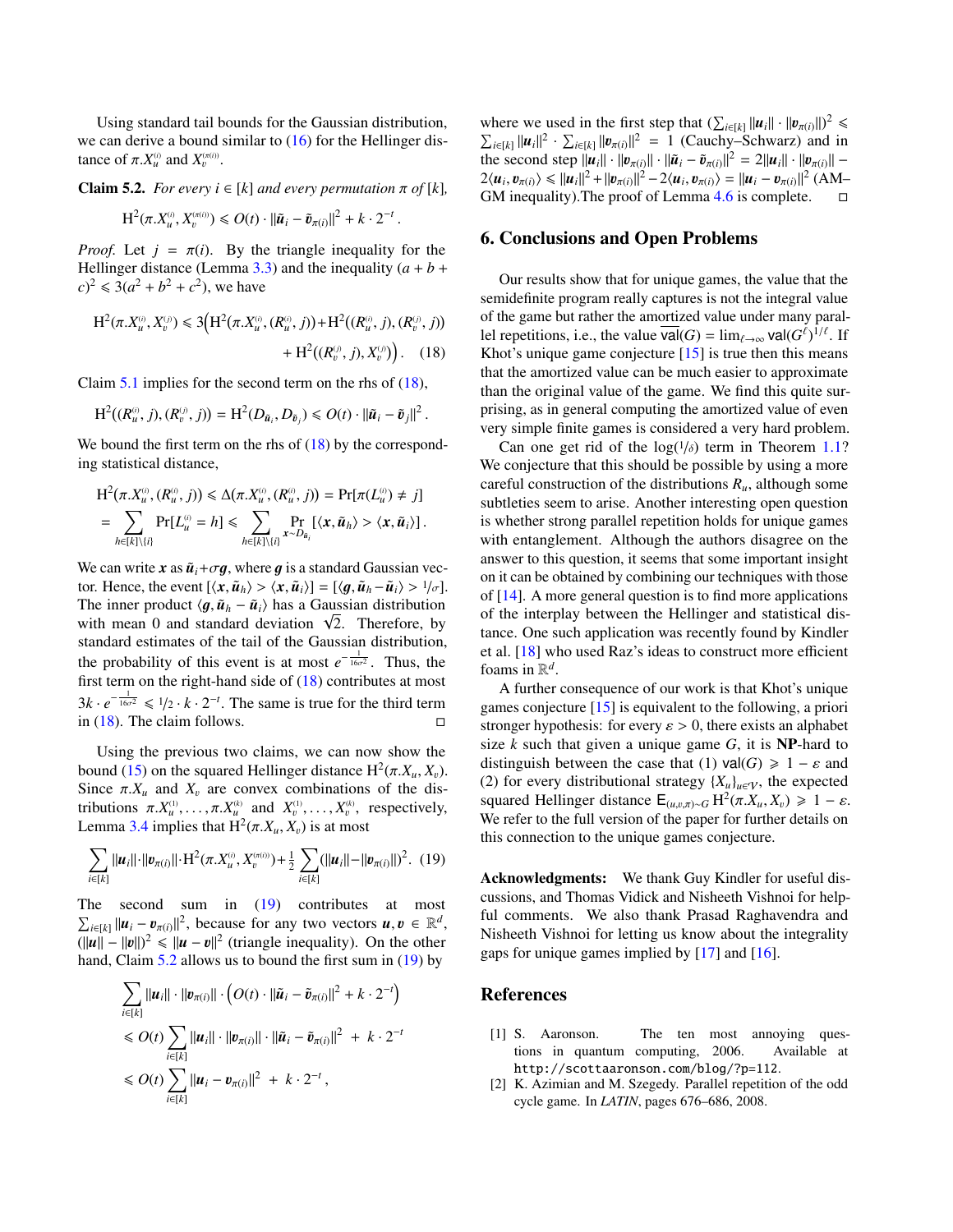Using standard tail bounds for the Gaussian distribution, we can derive a bound similar to (16) for the Hellinger distance of $\pi.X_u^{(i)}$ and $X_v^{(\pi(i))}$.

**Claim 5.2.** *For every $i \in [k]$ and every permutation $\pi$ of $[k]$,*

$$\mathrm{H}^2(\pi.X_u^{(i)}, X_v^{(\pi(i))}) \leqslant O(t) \cdot \|\tilde{\boldsymbol{u}}_i - \tilde{\boldsymbol{v}}_{\pi(i)}\|^2 + k \cdot 2^{-t}\,.$$

*Proof.* Let $j = \pi(i)$. By the triangle inequality for the Hellinger distance (Lemma 3.3) and the inequality $(a+b+c)^2 \leqslant 3(a^2+b^2+c^2)$, we have

$$\mathrm{H}^2(\pi.X_u^{(i)}, X_v^{(j)}) \leqslant 3\Big(\mathrm{H}^2(\pi.X_u^{(i)}, (R_u^{(i)}, j)) + \mathrm{H}^2((R_u^{(i)}, j), (R_v^{(j)}, j)) + \mathrm{H}^2((R_v^{(j)}, j), X_v^{(j)})\Big)\,. \quad (18)$$

Claim 5.1 implies for the second term on the rhs of (18),

$$\mathrm{H}^2((R_u^{(i)}, j), (R_v^{(j)}, j)) = \mathrm{H}^2(D_{\tilde{\boldsymbol{u}}_i}, D_{\tilde{\boldsymbol{v}}_j}) \leqslant O(t) \cdot \|\tilde{\boldsymbol{u}}_i - \tilde{\boldsymbol{v}}_j\|^2\,.$$

We bound the first term on the rhs of (18) by the corresponding statistical distance,

$$\begin{aligned}
\mathrm{H}^2(\pi.X_u^{(i)}, (R_u^{(i)}, j)) &\leqslant \Delta(\pi.X_u^{(i)}, (R_u^{(i)}, j)) = \Pr[\pi(L_u^{(i)}) \neq j] \\
&= \sum_{h \in [k]\setminus\{i\}} \Pr[L_u^{(i)} = h] \leqslant \sum_{h \in [k]\setminus\{i\}} \Pr_{\boldsymbol{x} \sim D_{\tilde{\boldsymbol{u}}_i}}[\langle \boldsymbol{x}, \tilde{\boldsymbol{u}}_h\rangle > \langle \boldsymbol{x}, \tilde{\boldsymbol{u}}_i\rangle]\,.
\end{aligned}$$

We can write $\boldsymbol{x}$ as $\tilde{\boldsymbol{u}}_i + \sigma \boldsymbol{g}$, where $\boldsymbol{g}$ is a standard Gaussian vector. Hence, the event $[\langle \boldsymbol{x}, \tilde{\boldsymbol{u}}_h\rangle > \langle \boldsymbol{x}, \tilde{\boldsymbol{u}}_i\rangle] = [\langle \boldsymbol{g}, \tilde{\boldsymbol{u}}_h - \tilde{\boldsymbol{u}}_i\rangle > 1/\sigma]$. The inner product $\langle \boldsymbol{g}, \tilde{\boldsymbol{u}}_h - \tilde{\boldsymbol{u}}_i\rangle$ has a Gaussian distribution with mean 0 and standard deviation $\sqrt{2}$. Therefore, by standard estimates of the tail of the Gaussian distribution, the probability of this event is at most $e^{-\frac{1}{16\sigma^2}}$. Thus, the first term on the right-hand side of (18) contributes at most $3k \cdot e^{-\frac{1}{16\sigma^2}} \leqslant 1/2 \cdot k \cdot 2^{-t}$. The same is true for the third term in (18). The claim follows. ◻

Using the previous two claims, we can now show the bound (15) on the squared Hellinger distance $\mathrm{H}^2(\pi.X_u, X_v)$. Since $\pi.X_u$ and $X_v$ are convex combinations of the distributions $\pi.X_u^{(1)}, \ldots, \pi.X_u^{(k)}$ and $X_v^{(1)}, \ldots, X_v^{(k)}$, respectively, Lemma 3.4 implies that $\mathrm{H}^2(\pi.X_u, X_v)$ is at most

$$\sum_{i\in[k]} \|\boldsymbol{u}_i\| \cdot \|\boldsymbol{v}_{\pi(i)}\| \cdot \mathrm{H}^2(\pi.X_u^{(i)}, X_v^{(\pi(i))}) + \tfrac{1}{2} \sum_{i\in[k]} (\|\boldsymbol{u}_i\| - \|\boldsymbol{v}_{\pi(i)}\|)^2. \quad (19)$$

The second sum in (19) contributes at most $\sum_{i\in[k]} \|\boldsymbol{u}_i - \boldsymbol{v}_{\pi(i)}\|^2$, because for any two vectors $\boldsymbol{u}, \boldsymbol{v} \in \mathbb{R}^d$, $(\|\boldsymbol{u}\| - \|\boldsymbol{v}\|)^2 \leqslant \|\boldsymbol{u} - \boldsymbol{v}\|^2$ (triangle inequality). On the other hand, Claim 5.2 allows us to bound the first sum in (19) by

$$\begin{aligned}
&\sum_{i\in[k]} \|\boldsymbol{u}_i\| \cdot \|\boldsymbol{v}_{\pi(i)}\| \cdot \Big(O(t) \cdot \|\tilde{\boldsymbol{u}}_i - \tilde{\boldsymbol{v}}_{\pi(i)}\|^2 + k \cdot 2^{-t}\Big) \\
&\leqslant O(t) \sum_{i\in[k]} \|\boldsymbol{u}_i\| \cdot \|\boldsymbol{v}_{\pi(i)}\| \cdot \|\tilde{\boldsymbol{u}}_i - \tilde{\boldsymbol{v}}_{\pi(i)}\|^2 \;+\; k \cdot 2^{-t} \\
&\leqslant O(t) \sum_{i\in[k]} \|\boldsymbol{u}_i - \boldsymbol{v}_{\pi(i)}\|^2 \;+\; k \cdot 2^{-t}\,,
\end{aligned}$$

where we used in the first step that $(\sum_{i\in[k]} \|\boldsymbol{u}_i\| \cdot \|\boldsymbol{v}_{\pi(i)}\|)^2 \leqslant \sum_{i\in[k]} \|\boldsymbol{u}_i\|^2 \cdot \sum_{i\in[k]} \|\boldsymbol{v}_{\pi(i)}\|^2 = 1$ (Cauchy–Schwarz) and in the second step $\|\boldsymbol{u}_i\| \cdot \|\boldsymbol{v}_{\pi(i)}\| \cdot \|\tilde{\boldsymbol{u}}_i - \tilde{\boldsymbol{v}}_{\pi(i)}\|^2 = 2\|\boldsymbol{u}_i\| \cdot \|\boldsymbol{v}_{\pi(i)}\| - 2\langle \boldsymbol{u}_i, \boldsymbol{v}_{\pi(i)}\rangle \leqslant \|\boldsymbol{u}_i\|^2 + \|\boldsymbol{v}_{\pi(i)}\|^2 - 2\langle \boldsymbol{u}_i, \boldsymbol{v}_{\pi(i)}\rangle = \|\boldsymbol{u}_i - \boldsymbol{v}_{\pi(i)}\|^2$ (AM–GM inequality).The proof of Lemma 4.6 is complete. ◻

## 6. Conclusions and Open Problems

Our results show that for unique games, the value that the semidefinite program really captures is not the integral value of the game but rather the amortized value under many parallel repetitions, i.e., the value $\overline{\mathsf{val}}(G) = \lim_{\ell\to\infty} \mathsf{val}(G^\ell)^{1/\ell}$. If Khot's unique game conjecture [15] is true then this means that the amortized value can be much easier to approximate than the original value of the game. We find this quite surprising, as in general computing the amortized value of even very simple finite games is considered a very hard problem.

Can one get rid of the $\log(1/\delta)$ term in Theorem 1.1? We conjecture that this should be possible by using a more careful construction of the distributions $R_u$, although some subtleties seem to arise. Another interesting open question is whether strong parallel repetition holds for unique games with entanglement. Although the authors disagree on the answer to this question, it seems that some important insight on it can be obtained by combining our techniques with those of [14]. A more general question is to find more applications of the interplay between the Hellinger and statistical distance. One such application was recently found by Kindler et al. [18] who used Raz's ideas to construct more efficient foams in $\mathbb{R}^d$.

A further consequence of our work is that Khot's unique games conjecture [15] is equivalent to the following, a priori stronger hypothesis: for every $\varepsilon > 0$, there exists an alphabet size $k$ such that given a unique game $G$, it is **NP**-hard to distinguish between the case that (1) $\mathsf{val}(G) \geqslant 1 - \varepsilon$ and (2) for every distributional strategy $\{X_u\}_{u\in V}$, the expected squared Hellinger distance $\mathsf{E}_{(u,v,\pi)\sim G}\, \mathrm{H}^2(\pi.X_u, X_v) \geqslant 1 - \varepsilon$. We refer to the full version of the paper for further details on this connection to the unique games conjecture.

**Acknowledgments:** We thank Guy Kindler for useful discussions, and Thomas Vidick and Nisheeth Vishnoi for helpful comments. We also thank Prasad Raghavendra and Nisheeth Vishnoi for letting us know about the integrality gaps for unique games implied by [17] and [16].

## References

[1] S. Aaronson. The ten most annoying questions in quantum computing, 2006. Available at `http://scottaaronson.com/blog/?p=112`.

[2] K. Azimian and M. Szegedy. Parallel repetition of the odd cycle game. In *LATIN*, pages 676–686, 2008.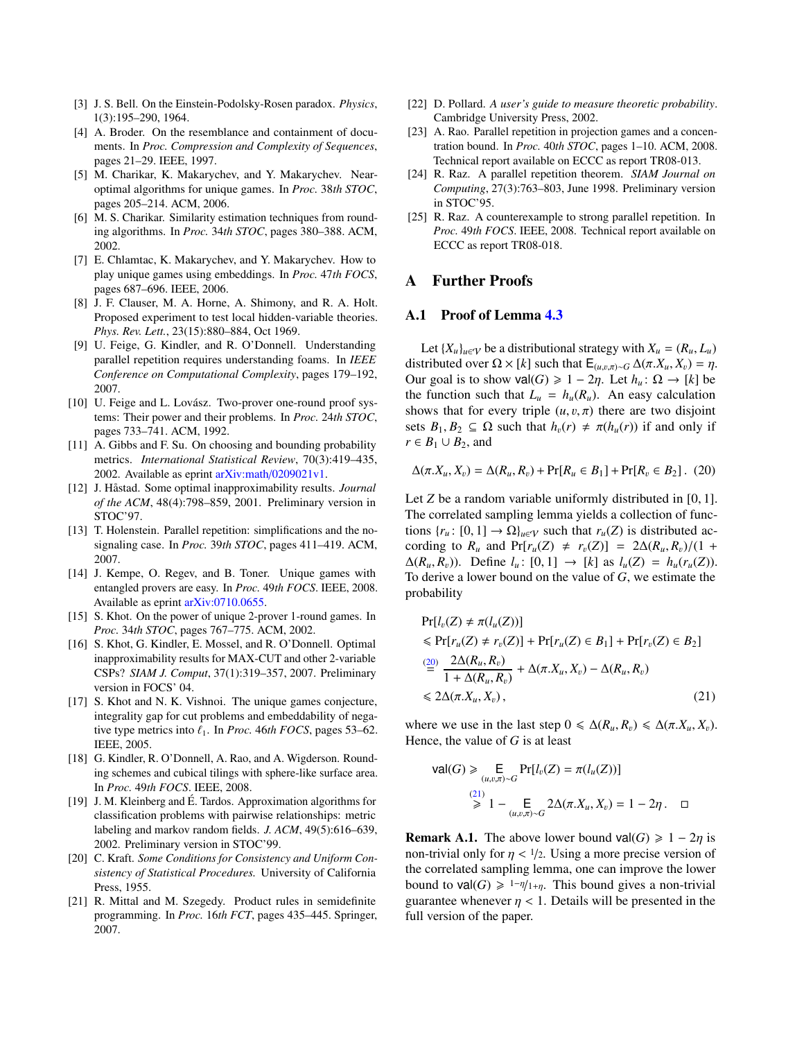[3] J. S. Bell. On the Einstein-Podolsky-Rosen paradox. *Physics*, 1(3):195–290, 1964.

[4] A. Broder. On the resemblance and containment of documents. In *Proc. Compression and Complexity of Sequences*, pages 21–29. IEEE, 1997.

[5] M. Charikar, K. Makarychev, and Y. Makarychev. Near-optimal algorithms for unique games. In *Proc.* 38*th STOC*, pages 205–214. ACM, 2006.

[6] M. S. Charikar. Similarity estimation techniques from rounding algorithms. In *Proc.* 34*th STOC*, pages 380–388. ACM, 2002.

[7] E. Chlamtac, K. Makarychev, and Y. Makarychev. How to play unique games using embeddings. In *Proc.* 47*th FOCS*, pages 687–696. IEEE, 2006.

[8] J. F. Clauser, M. A. Horne, A. Shimony, and R. A. Holt. Proposed experiment to test local hidden-variable theories. *Phys. Rev. Lett.*, 23(15):880–884, Oct 1969.

[9] U. Feige, G. Kindler, and R. O'Donnell. Understanding parallel repetition requires understanding foams. In *IEEE Conference on Computational Complexity*, pages 179–192, 2007.

[10] U. Feige and L. Lovász. Two-prover one-round proof systems: Their power and their problems. In *Proc.* 24*th STOC*, pages 733–741. ACM, 1992.

[11] A. Gibbs and F. Su. On choosing and bounding probability metrics. *International Statistical Review*, 70(3):419–435, 2002. Available as eprint arXiv:math/0209021v1.

[12] J. Håstad. Some optimal inapproximability results. *Journal of the ACM*, 48(4):798–859, 2001. Preliminary version in STOC'97.

[13] T. Holenstein. Parallel repetition: simplifications and the no-signaling case. In *Proc.* 39*th STOC*, pages 411–419. ACM, 2007.

[14] J. Kempe, O. Regev, and B. Toner. Unique games with entangled provers are easy. In *Proc.* 49*th FOCS*. IEEE, 2008. Available as eprint arXiv:0710.0655.

[15] S. Khot. On the power of unique 2-prover 1-round games. In *Proc.* 34*th STOC*, pages 767–775. ACM, 2002.

[16] S. Khot, G. Kindler, E. Mossel, and R. O'Donnell. Optimal inapproximability results for MAX-CUT and other 2-variable CSPs? *SIAM J. Comput*, 37(1):319–357, 2007. Preliminary version in FOCS' 04.

[17] S. Khot and N. K. Vishnoi. The unique games conjecture, integrality gap for cut problems and embeddability of negative type metrics into $\ell_1$. In *Proc.* 46*th FOCS*, pages 53–62. IEEE, 2005.

[18] G. Kindler, R. O'Donnell, A. Rao, and A. Wigderson. Rounding schemes and cubical tilings with sphere-like surface area. In *Proc.* 49*th FOCS*. IEEE, 2008.

[19] J. M. Kleinberg and É. Tardos. Approximation algorithms for classification problems with pairwise relationships: metric labeling and markov random fields. *J. ACM*, 49(5):616–639, 2002. Preliminary version in STOC'99.

[20] C. Kraft. *Some Conditions for Consistency and Uniform Consistency of Statistical Procedures.* University of California Press, 1955.

[21] R. Mittal and M. Szegedy. Product rules in semidefinite programming. In *Proc.* 16*th FCT*, pages 435–445. Springer, 2007.

[22] D. Pollard. *A user's guide to measure theoretic probability*. Cambridge University Press, 2002.

[23] A. Rao. Parallel repetition in projection games and a concentration bound. In *Proc.* 40*th STOC*, pages 1–10. ACM, 2008. Technical report available on ECCC as report TR08-013.

[24] R. Raz. A parallel repetition theorem. *SIAM Journal on Computing*, 27(3):763–803, June 1998. Preliminary version in STOC'95.

[25] R. Raz. A counterexample to strong parallel repetition. In *Proc.* 49*th FOCS*. IEEE, 2008. Technical report available on ECCC as report TR08-018.

# A Further Proofs

## A.1 Proof of Lemma 4.3

Let $\{X_u\}_{u\in\mathcal{V}}$ be a distributional strategy with $X_u = (R_u, L_u)$ distributed over $\Omega \times [k]$ such that $\mathsf{E}_{(u,v,\pi)\sim G}\, \Delta(\pi.X_u, X_v) = \eta$. Our goal is to show $\mathsf{val}(G) \geqslant 1 - 2\eta$. Let $h_u \colon \Omega \to [k]$ be the function such that $L_u = h_u(R_u)$. An easy calculation shows that for every triple $(u, v, \pi)$ there are two disjoint sets $B_1, B_2 \subseteq \Omega$ such that $h_v(r) \neq \pi(h_u(r))$ if and only if $r \in B_1 \cup B_2$, and

$$\Delta(\pi.X_u, X_v) = \Delta(R_u, R_v) + \Pr[R_u \in B_1] + \Pr[R_v \in B_2]\,. \quad (20)$$

Let $Z$ be a random variable uniformly distributed in $[0, 1]$. The correlated sampling lemma yields a collection of functions $\{r_u \colon [0, 1] \to \Omega\}_{u\in\mathcal{V}}$ such that $r_u(Z)$ is distributed according to $R_u$ and $\Pr[r_u(Z) \neq r_v(Z)] = 2\Delta(R_u, R_v)/(1 + \Delta(R_u, R_v))$. Define $l_u \colon [0, 1] \to [k]$ as $l_u(Z) = h_u(r_u(Z))$. To derive a lower bound on the value of $G$, we estimate the probability

$$\begin{aligned}
&\Pr[l_v(Z) \neq \pi(l_u(Z))] \\
&\leqslant \Pr[r_u(Z) \neq r_v(Z)] + \Pr[r_u(Z) \in B_1] + \Pr[r_v(Z) \in B_2] \\
&\overset{(20)}{=} \frac{2\Delta(R_u, R_v)}{1 + \Delta(R_u, R_v)} + \Delta(\pi.X_u, X_v) - \Delta(R_u, R_v) \\
&\leqslant 2\Delta(\pi.X_u, X_v)\,, \qquad (21)
\end{aligned}$$

where we use in the last step $0 \leqslant \Delta(R_u, R_v) \leqslant \Delta(\pi.X_u, X_v)$. Hence, the value of $G$ is at least

$$\begin{aligned}
\mathsf{val}(G) &\geqslant \mathop{\mathsf{E}}_{(u,v,\pi)\sim G} \Pr[l_v(Z) = \pi(l_u(Z))] \\
&\overset{(21)}{\geqslant} 1 - \mathop{\mathsf{E}}_{(u,v,\pi)\sim G} 2\Delta(\pi.X_u, X_v) = 1 - 2\eta\,. \qquad \square
\end{aligned}$$

**Remark A.1.** The above lower bound $\mathsf{val}(G) \geqslant 1 - 2\eta$ is non-trivial only for $\eta < 1/2$. Using a more precise version of the correlated sampling lemma, one can improve the lower bound to $\mathsf{val}(G) \geqslant {}^{1-\eta}/_{1+\eta}$. This bound gives a non-trivial guarantee whenever $\eta < 1$. Details will be presented in the full version of the paper.